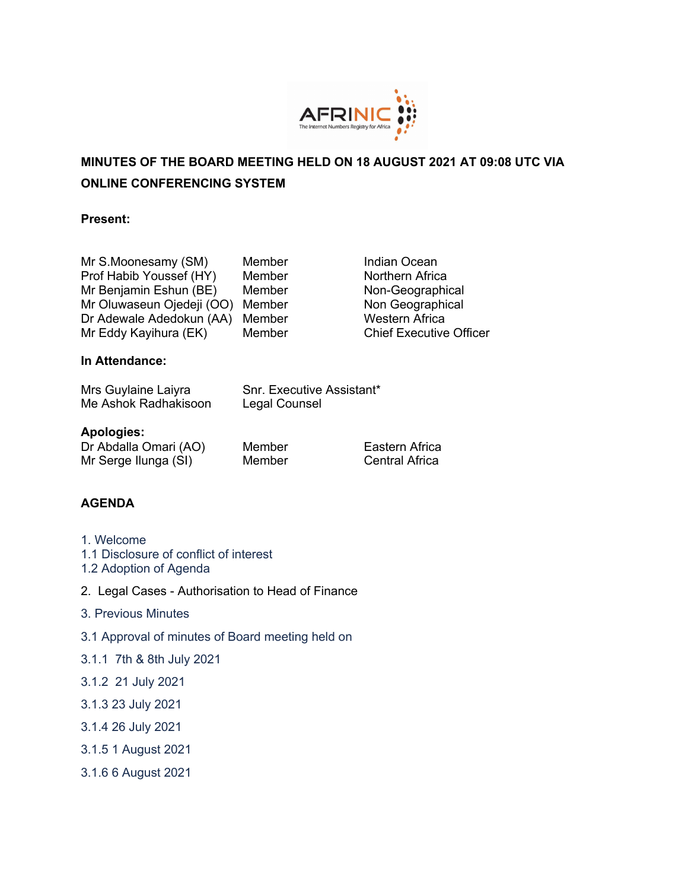**MINUTES OF THE BOARD MEETING HELD ON 18 AUGUST 2021 AT 09:08 UTC VIA ONLINE CONFERENCING SYSTEM**

**Present:**

| | | |
|---|---|---|
| Mr S.Moonesamy (SM) | Member | Indian Ocean |
| Prof Habib Youssef (HY) | Member | Northern Africa |
| Mr Benjamin Eshun (BE) | Member | Non-Geographical |
| Mr Oluwaseun Ojedeji (OO) | Member | Non Geographical |
| Dr Adewale Adedokun (AA) | Member | Western Africa |
| Mr Eddy Kayihura (EK) | Member | Chief Executive Officer |

**In Attendance:**

| | |
|---|---|
| Mrs Guylaine Laiyra | Snr. Executive Assistant* |
| Me Ashok Radhakisoon | Legal Counsel |

**Apologies:**

| | | |
|---|---|---|
| Dr Abdalla Omari (AO) | Member | Eastern Africa |
| Mr Serge Ilunga (SI) | Member | Central Africa |

**AGENDA**

1. Welcome
1.1 Disclosure of conflict of interest
1.2 Adoption of Agenda

2. Legal Cases - Authorisation to Head of Finance

3. Previous Minutes

3.1 Approval of minutes of Board meeting held on

3.1.1 7th & 8th July 2021

3.1.2 21 July 2021

3.1.3 23 July 2021

3.1.4 26 July 2021

3.1.5 1 August 2021

3.1.6 6 August 2021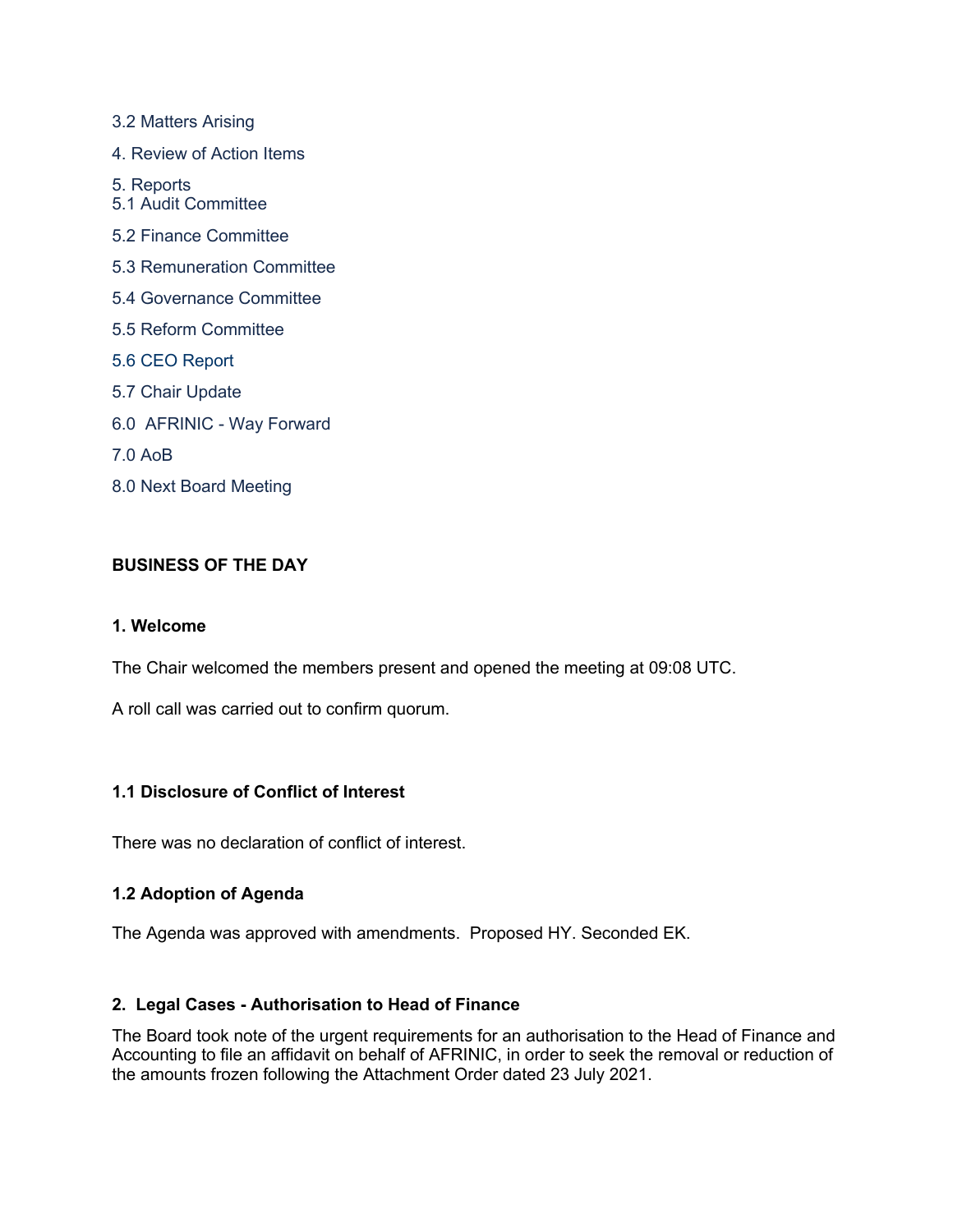3.2 Matters Arising

4. Review of Action Items

5. Reports
5.1 Audit Committee

5.2 Finance Committee

5.3 Remuneration Committee

5.4 Governance Committee

5.5 Reform Committee

5.6 CEO Report

5.7 Chair Update

6.0 AFRINIC - Way Forward

7.0 AoB

8.0 Next Board Meeting

**BUSINESS OF THE DAY**

**1. Welcome**

The Chair welcomed the members present and opened the meeting at 09:08 UTC.

A roll call was carried out to confirm quorum.

**1.1 Disclosure of Conflict of Interest**

There was no declaration of conflict of interest.

**1.2 Adoption of Agenda**

The Agenda was approved with amendments. Proposed HY. Seconded EK.

**2. Legal Cases - Authorisation to Head of Finance**

The Board took note of the urgent requirements for an authorisation to the Head of Finance and Accounting to file an affidavit on behalf of AFRINIC, in order to seek the removal or reduction of the amounts frozen following the Attachment Order dated 23 July 2021.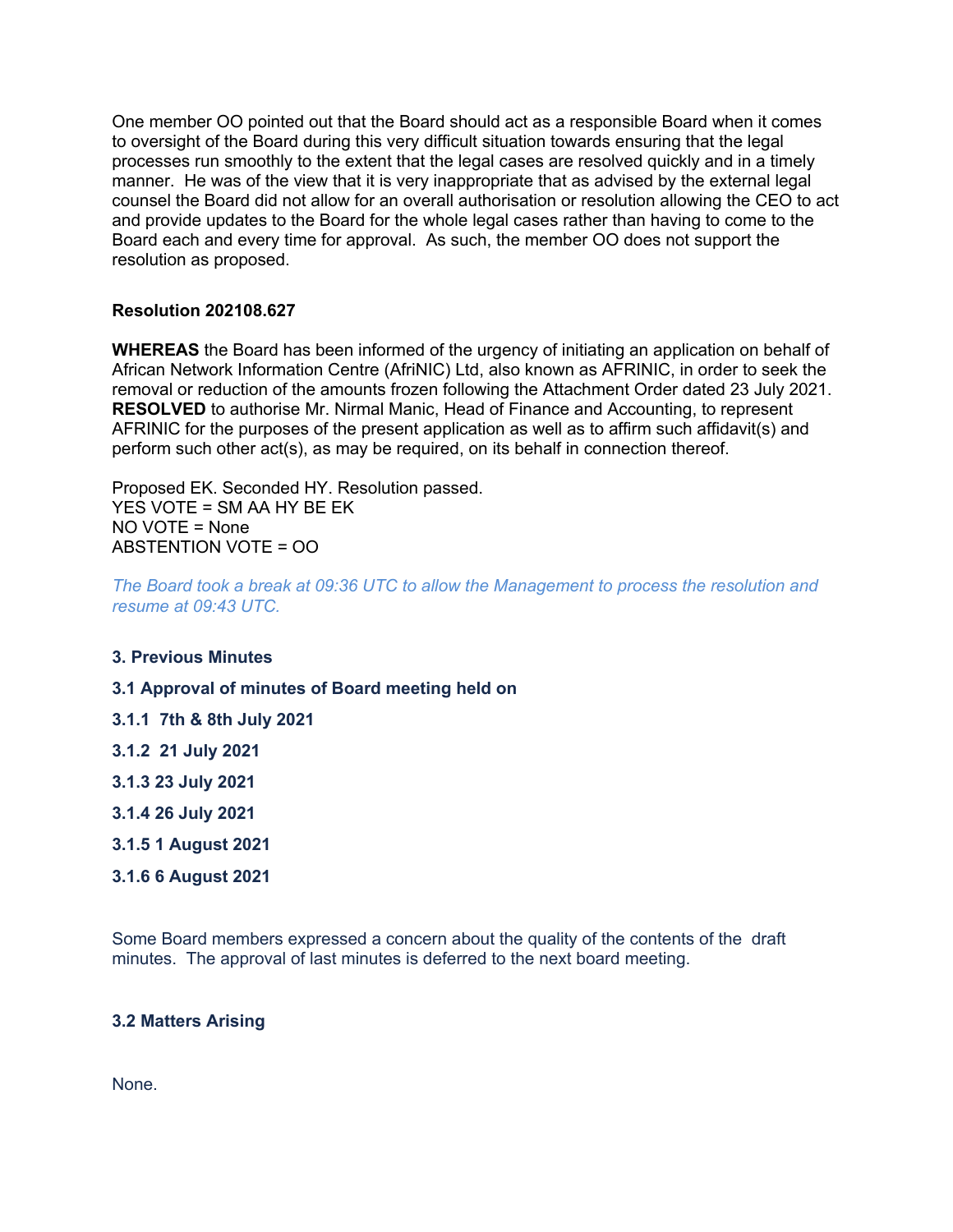One member OO pointed out that the Board should act as a responsible Board when it comes to oversight of the Board during this very difficult situation towards ensuring that the legal processes run smoothly to the extent that the legal cases are resolved quickly and in a timely manner. He was of the view that it is very inappropriate that as advised by the external legal counsel the Board did not allow for an overall authorisation or resolution allowing the CEO to act and provide updates to the Board for the whole legal cases rather than having to come to the Board each and every time for approval. As such, the member OO does not support the resolution as proposed.

**Resolution 202108.627**

**WHEREAS** the Board has been informed of the urgency of initiating an application on behalf of African Network Information Centre (AfriNIC) Ltd, also known as AFRINIC, in order to seek the removal or reduction of the amounts frozen following the Attachment Order dated 23 July 2021.
**RESOLVED** to authorise Mr. Nirmal Manic, Head of Finance and Accounting, to represent AFRINIC for the purposes of the present application as well as to affirm such affidavit(s) and perform such other act(s), as may be required, on its behalf in connection thereof.

Proposed EK. Seconded HY. Resolution passed.
YES VOTE = SM AA HY BE EK
NO VOTE = None
ABSTENTION VOTE = OO

*The Board took a break at 09:36 UTC to allow the Management to process the resolution and resume at 09:43 UTC.*

### 3. Previous Minutes

### 3.1 Approval of minutes of Board meeting held on

**3.1.1 7th & 8th July 2021**

**3.1.2 21 July 2021**

**3.1.3 23 July 2021**

**3.1.4 26 July 2021**

**3.1.5 1 August 2021**

**3.1.6 6 August 2021**

Some Board members expressed a concern about the quality of the contents of the draft minutes. The approval of last minutes is deferred to the next board meeting.

### 3.2 Matters Arising

None.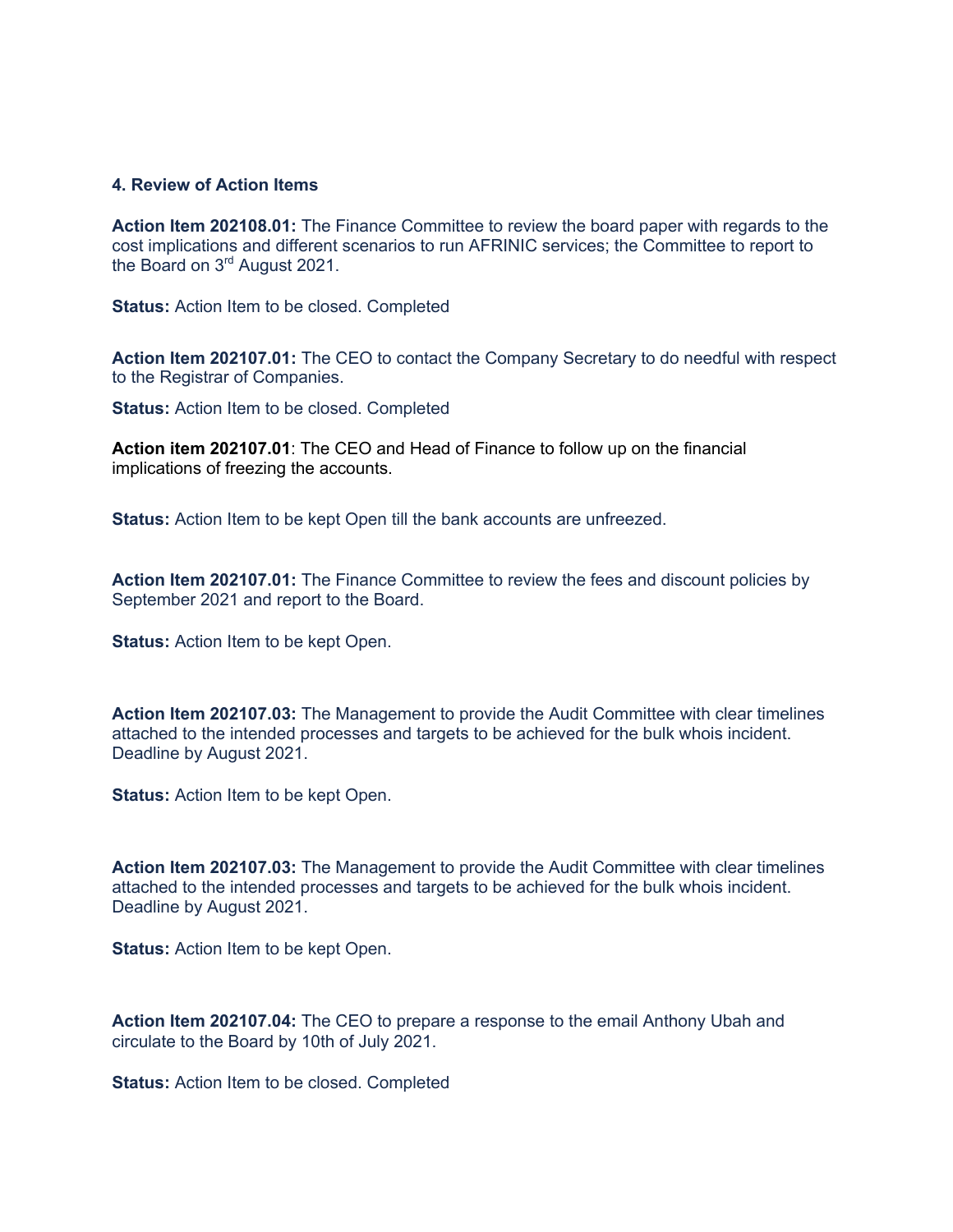**4. Review of Action Items**

**Action Item 202108.01:** The Finance Committee to review the board paper with regards to the cost implications and different scenarios to run AFRINIC services; the Committee to report to the Board on 3rd August 2021.

**Status:** Action Item to be closed. Completed

**Action Item 202107.01:** The CEO to contact the Company Secretary to do needful with respect to the Registrar of Companies.

**Status:** Action Item to be closed. Completed

**Action item 202107.01**: The CEO and Head of Finance to follow up on the financial implications of freezing the accounts.

**Status:** Action Item to be kept Open till the bank accounts are unfreezed.

**Action Item 202107.01:** The Finance Committee to review the fees and discount policies by September 2021 and report to the Board.

**Status:** Action Item to be kept Open.

**Action Item 202107.03:** The Management to provide the Audit Committee with clear timelines attached to the intended processes and targets to be achieved for the bulk whois incident. Deadline by August 2021.

**Status:** Action Item to be kept Open.

**Action Item 202107.03:** The Management to provide the Audit Committee with clear timelines attached to the intended processes and targets to be achieved for the bulk whois incident. Deadline by August 2021.

**Status:** Action Item to be kept Open.

**Action Item 202107.04:** The CEO to prepare a response to the email Anthony Ubah and circulate to the Board by 10th of July 2021.

**Status:** Action Item to be closed. Completed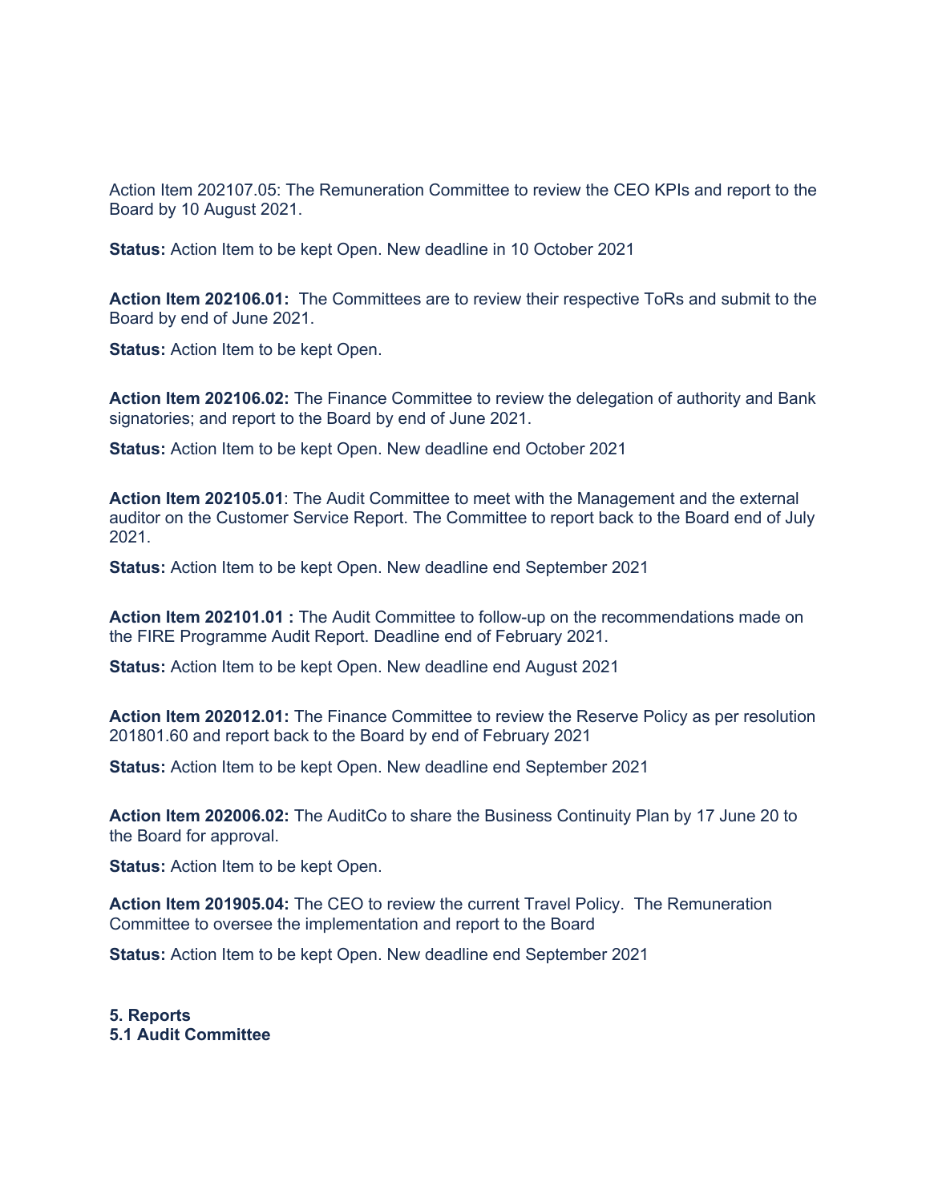Action Item 202107.05: The Remuneration Committee to review the CEO KPIs and report to the Board by 10 August 2021.

**Status:** Action Item to be kept Open. New deadline in 10 October 2021

**Action Item 202106.01:** The Committees are to review their respective ToRs and submit to the Board by end of June 2021.

**Status:** Action Item to be kept Open.

**Action Item 202106.02:** The Finance Committee to review the delegation of authority and Bank signatories; and report to the Board by end of June 2021.

**Status:** Action Item to be kept Open. New deadline end October 2021

**Action Item 202105.01**: The Audit Committee to meet with the Management and the external auditor on the Customer Service Report. The Committee to report back to the Board end of July 2021.

**Status:** Action Item to be kept Open. New deadline end September 2021

**Action Item 202101.01 :** The Audit Committee to follow-up on the recommendations made on the FIRE Programme Audit Report. Deadline end of February 2021.

**Status:** Action Item to be kept Open. New deadline end August 2021

**Action Item 202012.01:** The Finance Committee to review the Reserve Policy as per resolution 201801.60 and report back to the Board by end of February 2021

**Status:** Action Item to be kept Open. New deadline end September 2021

**Action Item 202006.02:** The AuditCo to share the Business Continuity Plan by 17 June 20 to the Board for approval.

**Status:** Action Item to be kept Open.

**Action Item 201905.04:** The CEO to review the current Travel Policy. The Remuneration Committee to oversee the implementation and report to the Board

**Status:** Action Item to be kept Open. New deadline end September 2021

## 5. Reports

### 5.1 Audit Committee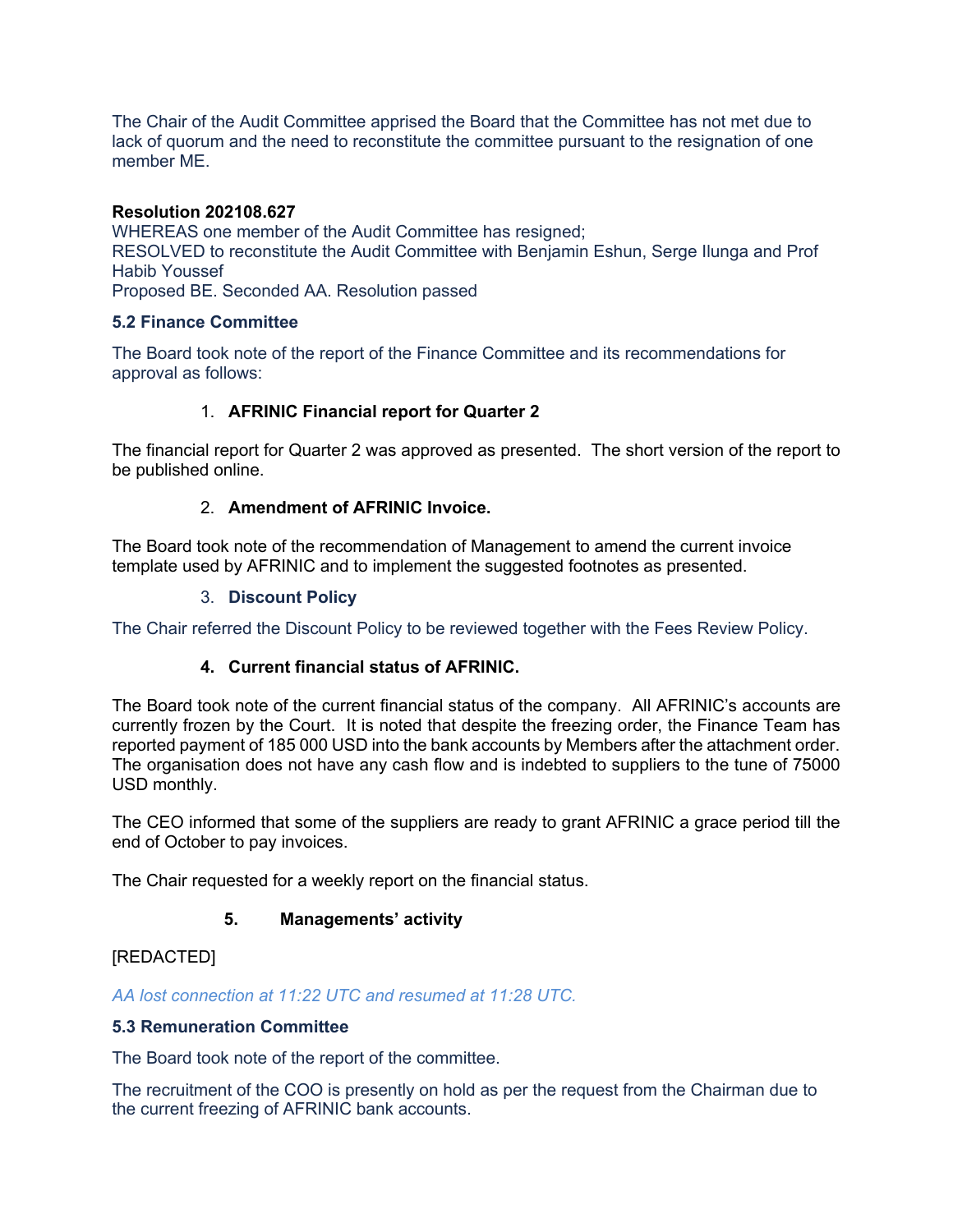The Chair of the Audit Committee apprised the Board that the Committee has not met due to lack of quorum and the need to reconstitute the committee pursuant to the resignation of one member ME.

**Resolution 202108.627**
WHEREAS one member of the Audit Committee has resigned;
RESOLVED to reconstitute the Audit Committee with Benjamin Eshun, Serge Ilunga and Prof Habib Youssef
Proposed BE. Seconded AA. Resolution passed

### 5.2 Finance Committee

The Board took note of the report of the Finance Committee and its recommendations for approval as follows:

1. **AFRINIC Financial report for Quarter 2**

The financial report for Quarter 2 was approved as presented. The short version of the report to be published online.

2. **Amendment of AFRINIC Invoice.**

The Board took note of the recommendation of Management to amend the current invoice template used by AFRINIC and to implement the suggested footnotes as presented.

3. **Discount Policy**

The Chair referred the Discount Policy to be reviewed together with the Fees Review Policy.

4. **Current financial status of AFRINIC.**

The Board took note of the current financial status of the company. All AFRINIC's accounts are currently frozen by the Court. It is noted that despite the freezing order, the Finance Team has reported payment of 185 000 USD into the bank accounts by Members after the attachment order. The organisation does not have any cash flow and is indebted to suppliers to the tune of 75000 USD monthly.

The CEO informed that some of the suppliers are ready to grant AFRINIC a grace period till the end of October to pay invoices.

The Chair requested for a weekly report on the financial status.

5. **Managements' activity**

[REDACTED]

*AA lost connection at 11:22 UTC and resumed at 11:28 UTC.*

### 5.3 Remuneration Committee

The Board took note of the report of the committee.

The recruitment of the COO is presently on hold as per the request from the Chairman due to the current freezing of AFRINIC bank accounts.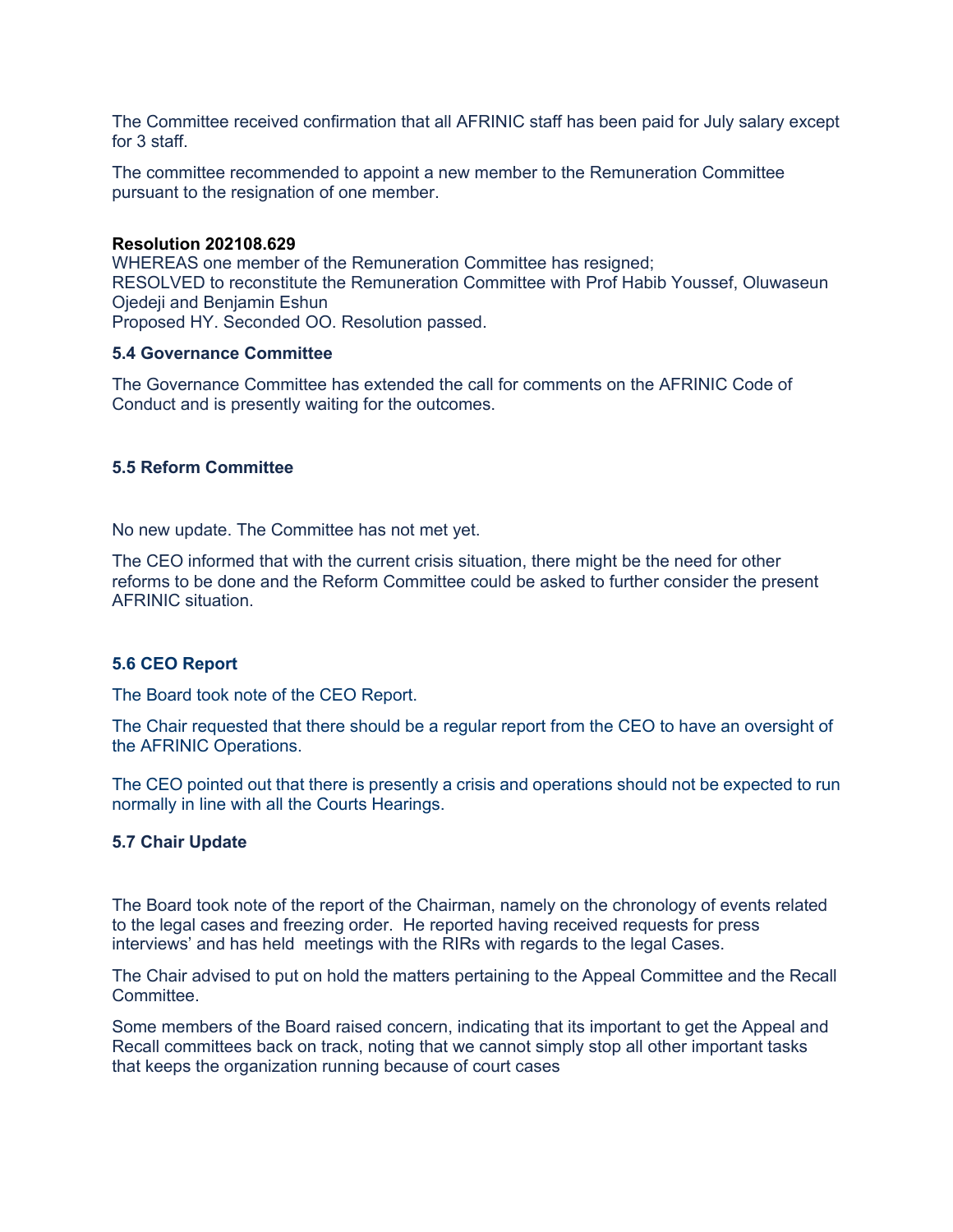The Committee received confirmation that all AFRINIC staff has been paid for July salary except for 3 staff.

The committee recommended to appoint a new member to the Remuneration Committee pursuant to the resignation of one member.

**Resolution 202108.629**
WHEREAS one member of the Remuneration Committee has resigned;
RESOLVED to reconstitute the Remuneration Committee with Prof Habib Youssef, Oluwaseun Ojedeji and Benjamin Eshun
Proposed HY. Seconded OO. Resolution passed.

### 5.4 Governance Committee

The Governance Committee has extended the call for comments on the AFRINIC Code of Conduct and is presently waiting for the outcomes.

### 5.5 Reform Committee

No new update. The Committee has not met yet.

The CEO informed that with the current crisis situation, there might be the need for other reforms to be done and the Reform Committee could be asked to further consider the present AFRINIC situation.

### 5.6 CEO Report

The Board took note of the CEO Report.

The Chair requested that there should be a regular report from the CEO to have an oversight of the AFRINIC Operations.

The CEO pointed out that there is presently a crisis and operations should not be expected to run normally in line with all the Courts Hearings.

### 5.7 Chair Update

The Board took note of the report of the Chairman, namely on the chronology of events related to the legal cases and freezing order. He reported having received requests for press interviews' and has held meetings with the RIRs with regards to the legal Cases.

The Chair advised to put on hold the matters pertaining to the Appeal Committee and the Recall Committee.

Some members of the Board raised concern, indicating that its important to get the Appeal and Recall committees back on track, noting that we cannot simply stop all other important tasks that keeps the organization running because of court cases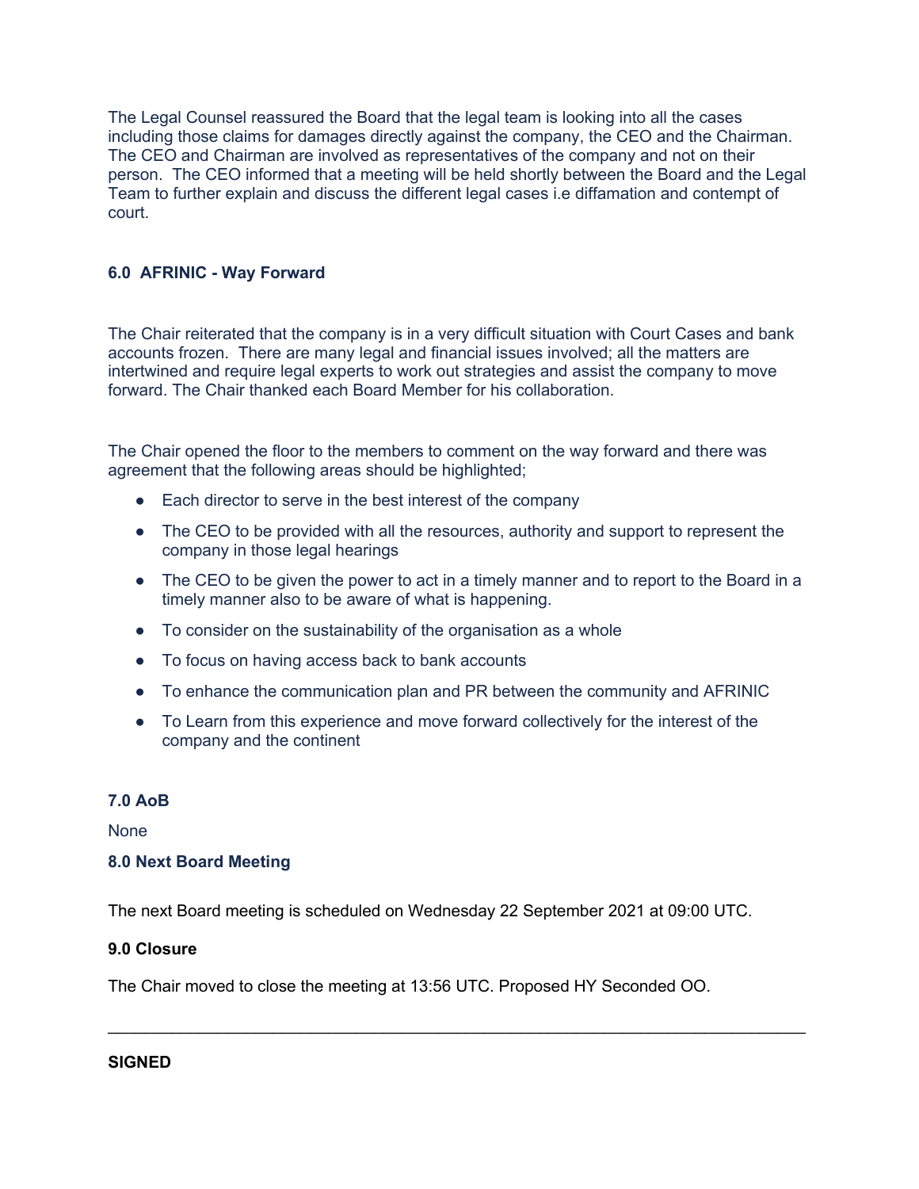The Legal Counsel reassured the Board that the legal team is looking into all the cases including those claims for damages directly against the company, the CEO and the Chairman. The CEO and Chairman are involved as representatives of the company and not on their person. The CEO informed that a meeting will be held shortly between the Board and the Legal Team to further explain and discuss the different legal cases i.e diffamation and contempt of court.

### 6.0 AFRINIC - Way Forward

The Chair reiterated that the company is in a very difficult situation with Court Cases and bank accounts frozen. There are many legal and financial issues involved; all the matters are intertwined and require legal experts to work out strategies and assist the company to move forward. The Chair thanked each Board Member for his collaboration.

The Chair opened the floor to the members to comment on the way forward and there was agreement that the following areas should be highlighted;

- Each director to serve in the best interest of the company
- The CEO to be provided with all the resources, authority and support to represent the company in those legal hearings
- The CEO to be given the power to act in a timely manner and to report to the Board in a timely manner also to be aware of what is happening.
- To consider on the sustainability of the organisation as a whole
- To focus on having access back to bank accounts
- To enhance the communication plan and PR between the community and AFRINIC
- To Learn from this experience and move forward collectively for the interest of the company and the continent

### 7.0 AoB

None

### 8.0 Next Board Meeting

The next Board meeting is scheduled on Wednesday 22 September 2021 at 09:00 UTC.

### 9.0 Closure

The Chair moved to close the meeting at 13:56 UTC. Proposed HY Seconded OO.

---

**SIGNED**